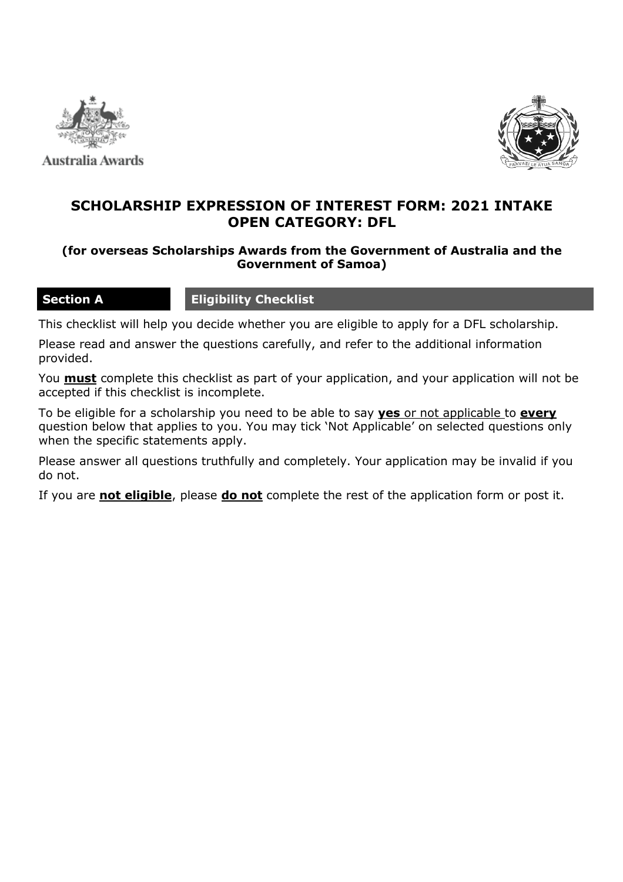Australia Awards

# SCHOLARSHIP EXPRESSION OF INTEREST FORM: 2021 INTAKE OPEN CATEGORY: DFL

**(for overseas Scholarships Awards from the Government of Australia and the Government of Samoa)**

## Section A Eligibility Checklist

This checklist will help you decide whether you are eligible to apply for a DFL scholarship.

Please read and answer the questions carefully, and refer to the additional information provided.

You **must** complete this checklist as part of your application, and your application will not be accepted if this checklist is incomplete.

To be eligible for a scholarship you need to be able to say **yes** or not applicable to **every** question below that applies to you. You may tick 'Not Applicable' on selected questions only when the specific statements apply.

Please answer all questions truthfully and completely. Your application may be invalid if you do not.

If you are **not eligible**, please **do not** complete the rest of the application form or post it.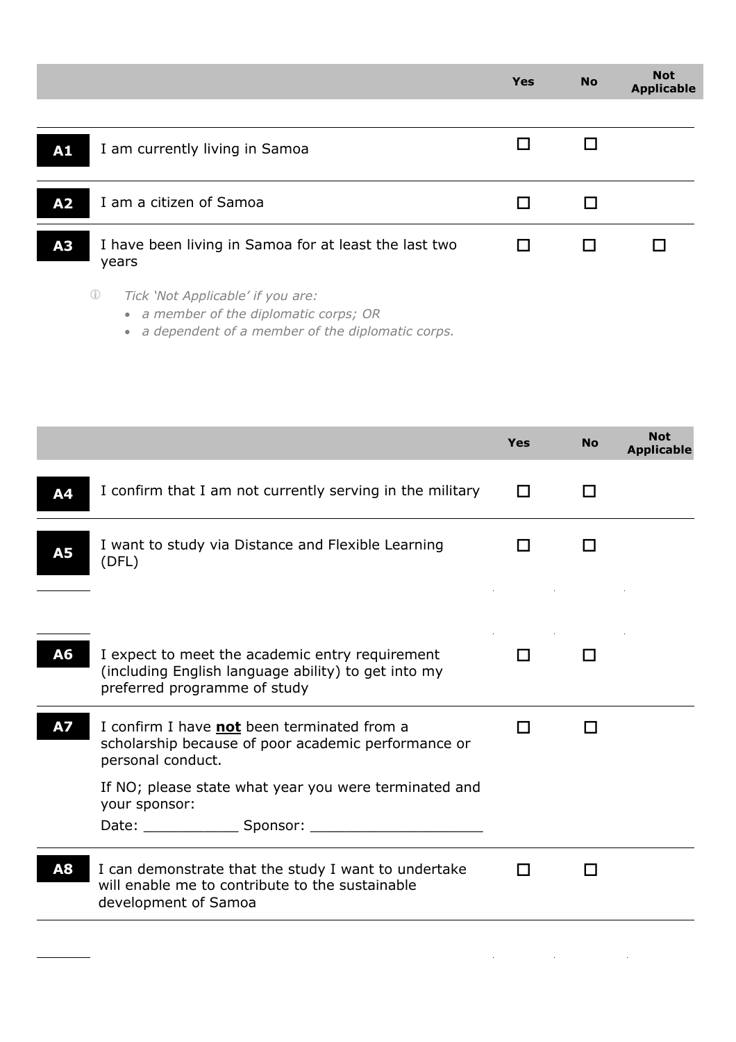| | | Yes | No | Not Applicable |
|---|---|---|---|---|
| **A1** | I am currently living in Samoa | ☐ | ☐ | |
| **A2** | I am a citizen of Samoa | ☐ | ☐ | |
| **A3** | I have been living in Samoa for at least the last two years | ☐ | ☐ | ☐ |

ⓘ *Tick 'Not Applicable' if you are:*

- *a member of the diplomatic corps; OR*
- *a dependent of a member of the diplomatic corps.*

| | | Yes | No | Not Applicable |
|---|---|---|---|---|
| **A4** | I confirm that I am not currently serving in the military | ☐ | ☐ | |
| **A5** | I want to study via Distance and Flexible Learning (DFL) | ☐ | ☐ | |
| **A6** | I expect to meet the academic entry requirement (including English language ability) to get into my preferred programme of study | ☐ | ☐ | |
| **A7** | I confirm I have **not** been terminated from a scholarship because of poor academic performance or personal conduct.<br><br>If NO; please state what year you were terminated and your sponsor:<br>Date: ___________ Sponsor: ____________________ | ☐ | ☐ | |
| **A8** | I can demonstrate that the study I want to undertake will enable me to contribute to the sustainable development of Samoa | ☐ | ☐ | |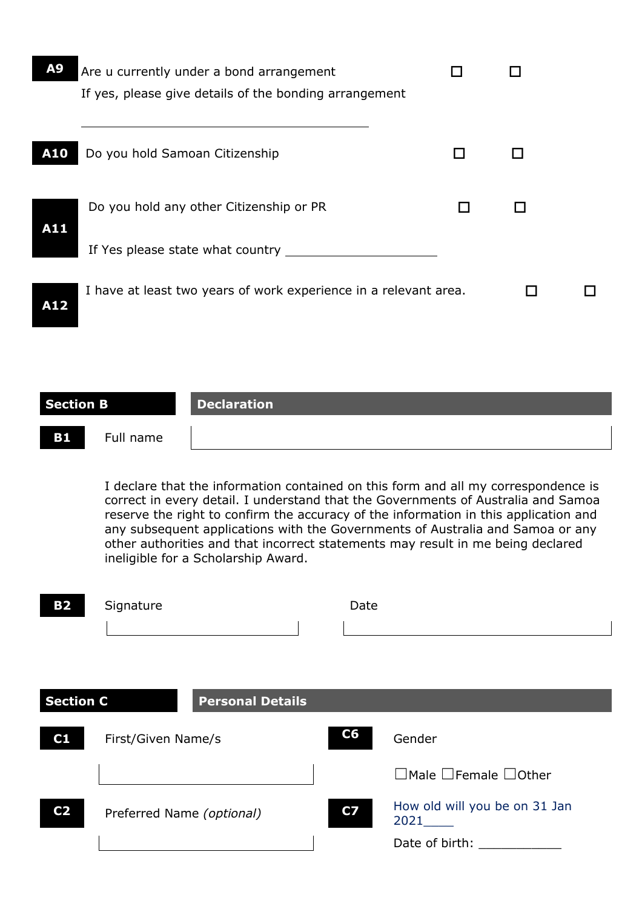**A9** Are u currently under a bond arrangement ☐ ☐

If yes, please give details of the bonding arrangement

\_\_\_\_\_\_\_\_\_\_\_\_\_\_\_\_\_\_\_\_\_\_\_\_\_\_\_\_\_\_\_\_\_\_\_\_\_\_\_\_

**A10** Do you hold Samoan Citizenship ☐ ☐

**A11** Do you hold any other Citizenship or PR ☐ ☐

If Yes please state what country \_\_\_\_\_\_\_\_\_\_\_\_\_\_\_\_\_\_\_\_\_\_

**A12** I have at least two years of work experience in a relevant area. ☐ ☐

## Section B — Declaration

**B1** Full name

\_\_\_\_\_\_\_\_\_\_\_\_\_\_\_\_\_\_\_\_\_\_\_\_\_\_\_\_\_\_\_\_\_\_\_\_\_\_\_\_

I declare that the information contained on this form and all my correspondence is correct in every detail. I understand that the Governments of Australia and Samoa reserve the right to confirm the accuracy of the information in this application and any subsequent applications with the Governments of Australia and Samoa or any other authorities and that incorrect statements may result in me being declared ineligible for a Scholarship Award.

**B2** Signature \_\_\_\_\_\_\_\_\_\_\_\_\_\_\_\_\_\_\_\_ Date \_\_\_\_\_\_\_\_\_\_\_\_\_\_\_\_\_\_\_\_

## Section C — Personal Details

**C1** First/Given Name/s

\_\_\_\_\_\_\_\_\_\_\_\_\_\_\_\_\_\_\_\_\_\_\_\_\_\_\_\_\_\_

**C2** Preferred Name *(optional)*

\_\_\_\_\_\_\_\_\_\_\_\_\_\_\_\_\_\_\_\_\_\_\_\_\_\_\_\_\_\_

**C6** Gender

☐Male ☐Female ☐Other

**C7** How old will you be on 31 Jan 2021\_\_\_\_

Date of birth: \_\_\_\_\_\_\_\_\_\_\_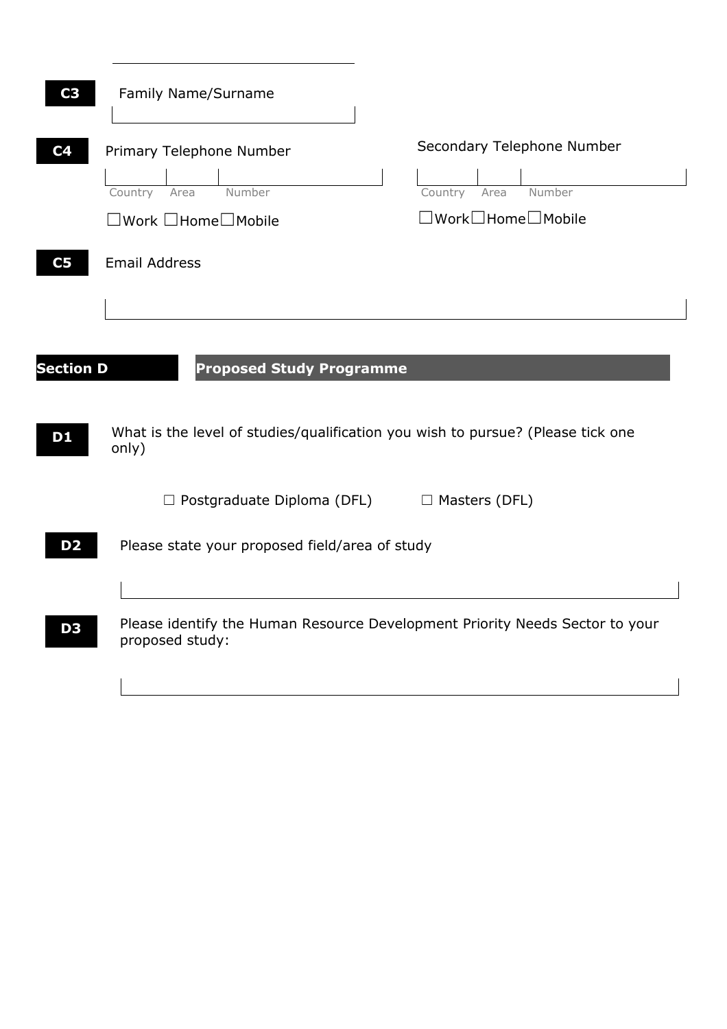**C3** Family Name/Surname

______________________________

**C4** Primary Telephone Number

Country | Area | Number

☐Work ☐Home☐Mobile

Secondary Telephone Number

Country | Area | Number

☐Work☐Home☐Mobile

**C5** Email Address

______________________________

## Section D — Proposed Study Programme

**D1** What is the level of studies/qualification you wish to pursue? (Please tick one only)

☐ Postgraduate Diploma (DFL) ☐ Masters (DFL)

**D2** Please state your proposed field/area of study

______________________________

**D3** Please identify the Human Resource Development Priority Needs Sector to your proposed study:

______________________________